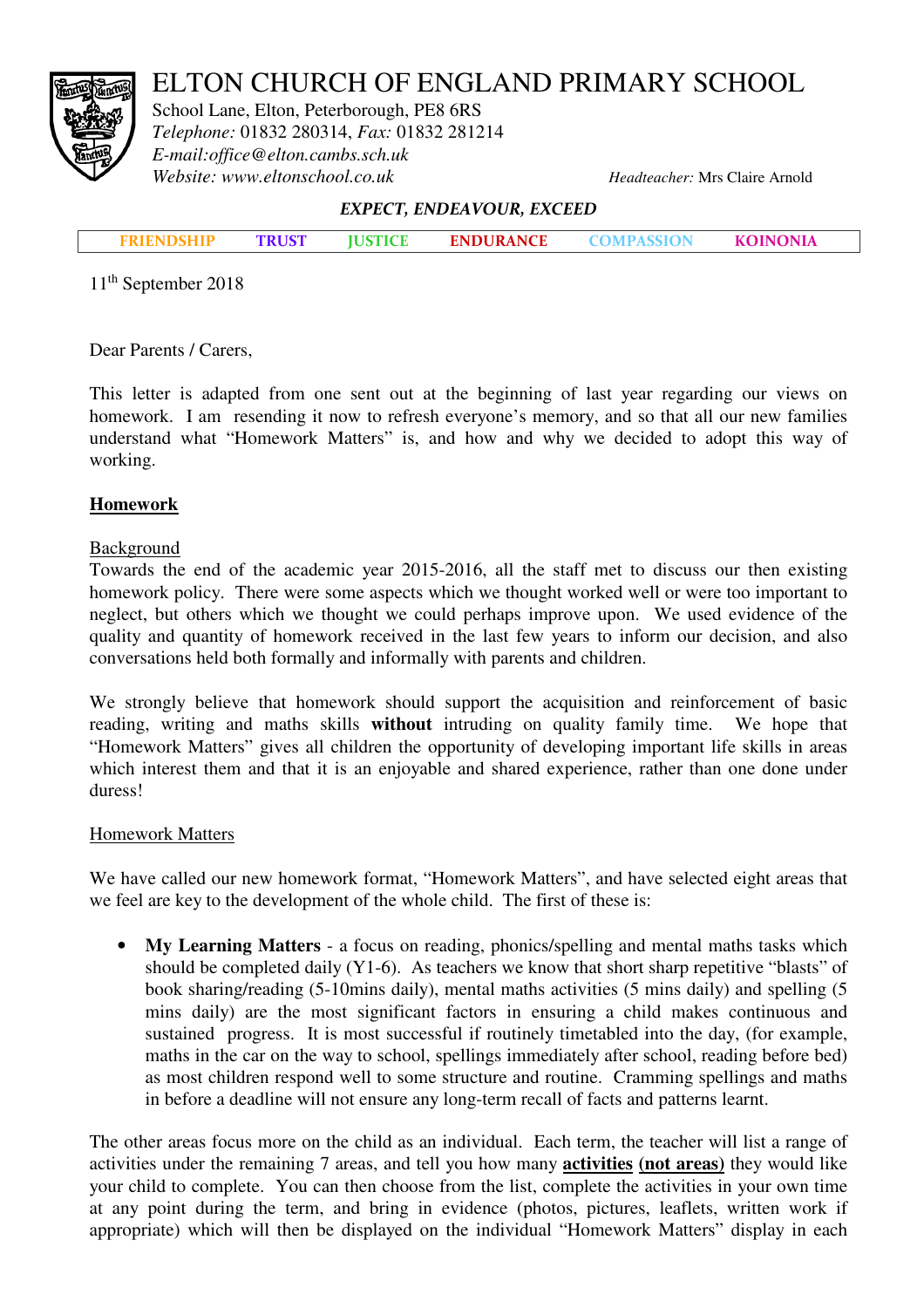# ELTON CHURCH OF ENGLAND PRIMARY SCHOOL

School Lane, Elton, Peterborough, PE8 6RS
*Telephone:* 01832 280314, *Fax:* 01832 281214
*E-mail:office@elton.cambs.sch.uk*
*Website: www.eltonschool.co.uk*

*Headteacher:* Mrs Claire Arnold

***EXPECT, ENDEAVOUR, EXCEED***

| FRIENDSHIP | TRUST | JUSTICE | ENDURANCE | COMPASSION | KOINONIA |
|---|---|---|---|---|---|

11th September 2018

Dear Parents / Carers,

This letter is adapted from one sent out at the beginning of last year regarding our views on homework. I am resending it now to refresh everyone's memory, and so that all our new families understand what "Homework Matters" is, and how and why we decided to adopt this way of working.

## Homework

### Background

Towards the end of the academic year 2015-2016, all the staff met to discuss our then existing homework policy. There were some aspects which we thought worked well or were too important to neglect, but others which we thought we could perhaps improve upon. We used evidence of the quality and quantity of homework received in the last few years to inform our decision, and also conversations held both formally and informally with parents and children.

We strongly believe that homework should support the acquisition and reinforcement of basic reading, writing and maths skills **without** intruding on quality family time. We hope that "Homework Matters" gives all children the opportunity of developing important life skills in areas which interest them and that it is an enjoyable and shared experience, rather than one done under duress!

### Homework Matters

We have called our new homework format, "Homework Matters", and have selected eight areas that we feel are key to the development of the whole child. The first of these is:

- **My Learning Matters** - a focus on reading, phonics/spelling and mental maths tasks which should be completed daily (Y1-6). As teachers we know that short sharp repetitive "blasts" of book sharing/reading (5-10mins daily), mental maths activities (5 mins daily) and spelling (5 mins daily) are the most significant factors in ensuring a child makes continuous and sustained progress. It is most successful if routinely timetabled into the day, (for example, maths in the car on the way to school, spellings immediately after school, reading before bed) as most children respond well to some structure and routine. Cramming spellings and maths in before a deadline will not ensure any long-term recall of facts and patterns learnt.

The other areas focus more on the child as an individual. Each term, the teacher will list a range of activities under the remaining 7 areas, and tell you how many **activities** **(not areas)** they would like your child to complete. You can then choose from the list, complete the activities in your own time at any point during the term, and bring in evidence (photos, pictures, leaflets, written work if appropriate) which will then be displayed on the individual "Homework Matters" display in each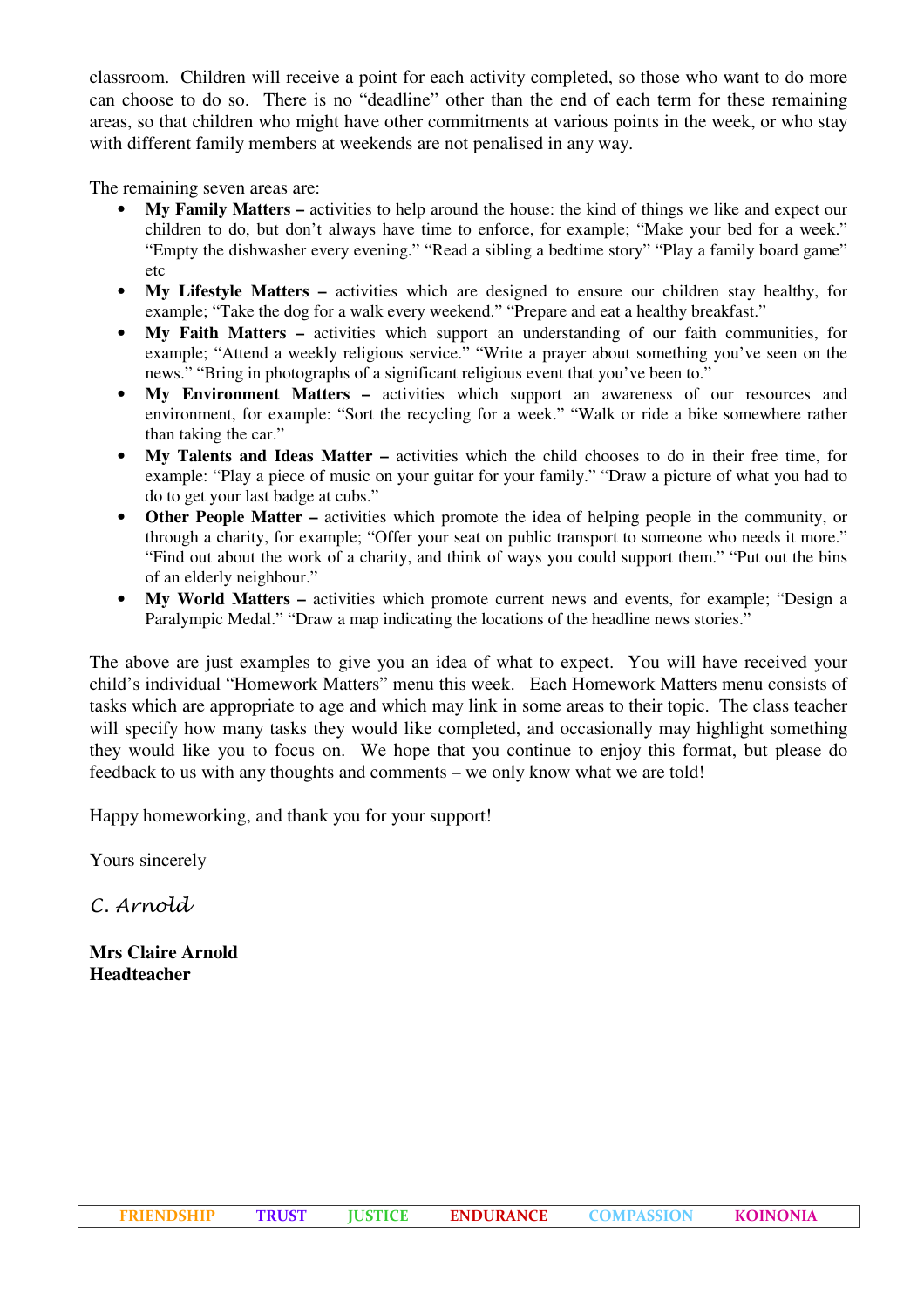classroom. Children will receive a point for each activity completed, so those who want to do more can choose to do so. There is no "deadline" other than the end of each term for these remaining areas, so that children who might have other commitments at various points in the week, or who stay with different family members at weekends are not penalised in any way.

The remaining seven areas are:

- **My Family Matters –** activities to help around the house: the kind of things we like and expect our children to do, but don't always have time to enforce, for example; "Make your bed for a week." "Empty the dishwasher every evening." "Read a sibling a bedtime story" "Play a family board game" etc
- **My Lifestyle Matters –** activities which are designed to ensure our children stay healthy, for example; "Take the dog for a walk every weekend." "Prepare and eat a healthy breakfast."
- **My Faith Matters –** activities which support an understanding of our faith communities, for example; "Attend a weekly religious service." "Write a prayer about something you've seen on the news." "Bring in photographs of a significant religious event that you've been to."
- **My Environment Matters –** activities which support an awareness of our resources and environment, for example: "Sort the recycling for a week." "Walk or ride a bike somewhere rather than taking the car."
- **My Talents and Ideas Matter –** activities which the child chooses to do in their free time, for example: "Play a piece of music on your guitar for your family." "Draw a picture of what you had to do to get your last badge at cubs."
- **Other People Matter –** activities which promote the idea of helping people in the community, or through a charity, for example; "Offer your seat on public transport to someone who needs it more." "Find out about the work of a charity, and think of ways you could support them." "Put out the bins of an elderly neighbour."
- **My World Matters –** activities which promote current news and events, for example; "Design a Paralympic Medal." "Draw a map indicating the locations of the headline news stories."

The above are just examples to give you an idea of what to expect. You will have received your child's individual "Homework Matters" menu this week. Each Homework Matters menu consists of tasks which are appropriate to age and which may link in some areas to their topic. The class teacher will specify how many tasks they would like completed, and occasionally may highlight something they would like you to focus on. We hope that you continue to enjoy this format, but please do feedback to us with any thoughts and comments – we only know what we are told!

Happy homeworking, and thank you for your support!

Yours sincerely

*C. Arnold*

**Mrs Claire Arnold**
**Headteacher**